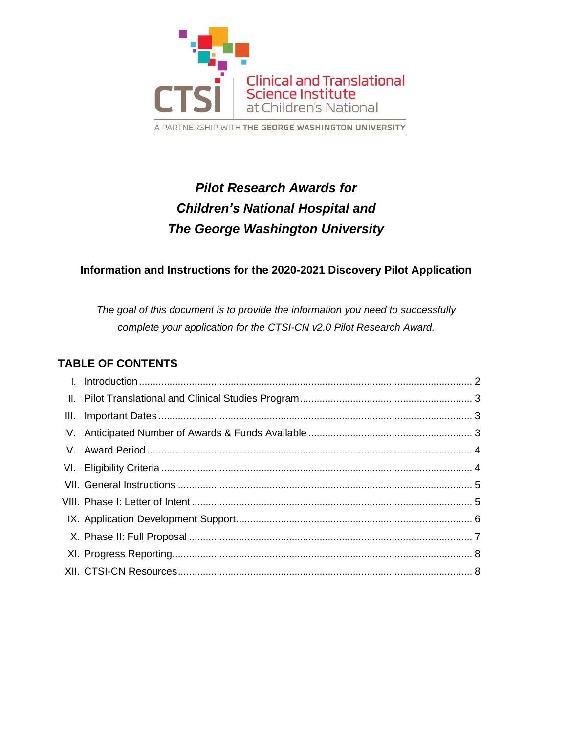CTSI Clinical and Translational Science Institute at Children's National

A PARTNERSHIP WITH THE GEORGE WASHINGTON UNIVERSITY

# *Pilot Research Awards for Children's National Hospital and The George Washington University*

### Information and Instructions for the 2020-2021 Discovery Pilot Application

*The goal of this document is to provide the information you need to successfully complete your application for the CTSI-CN v2.0 Pilot Research Award.*

## TABLE OF CONTENTS

- I. Introduction ........ 2
- II. Pilot Translational and Clinical Studies Program ........ 3
- III. Important Dates ........ 3
- IV. Anticipated Number of Awards & Funds Available ........ 3
- V. Award Period ........ 4
- VI. Eligibility Criteria ........ 4
- VII. General Instructions ........ 5
- VIII. Phase I: Letter of Intent ........ 5
- IX. Application Development Support ........ 6
- X. Phase II: Full Proposal ........ 7
- XI. Progress Reporting ........ 8
- XII. CTSI-CN Resources ........ 8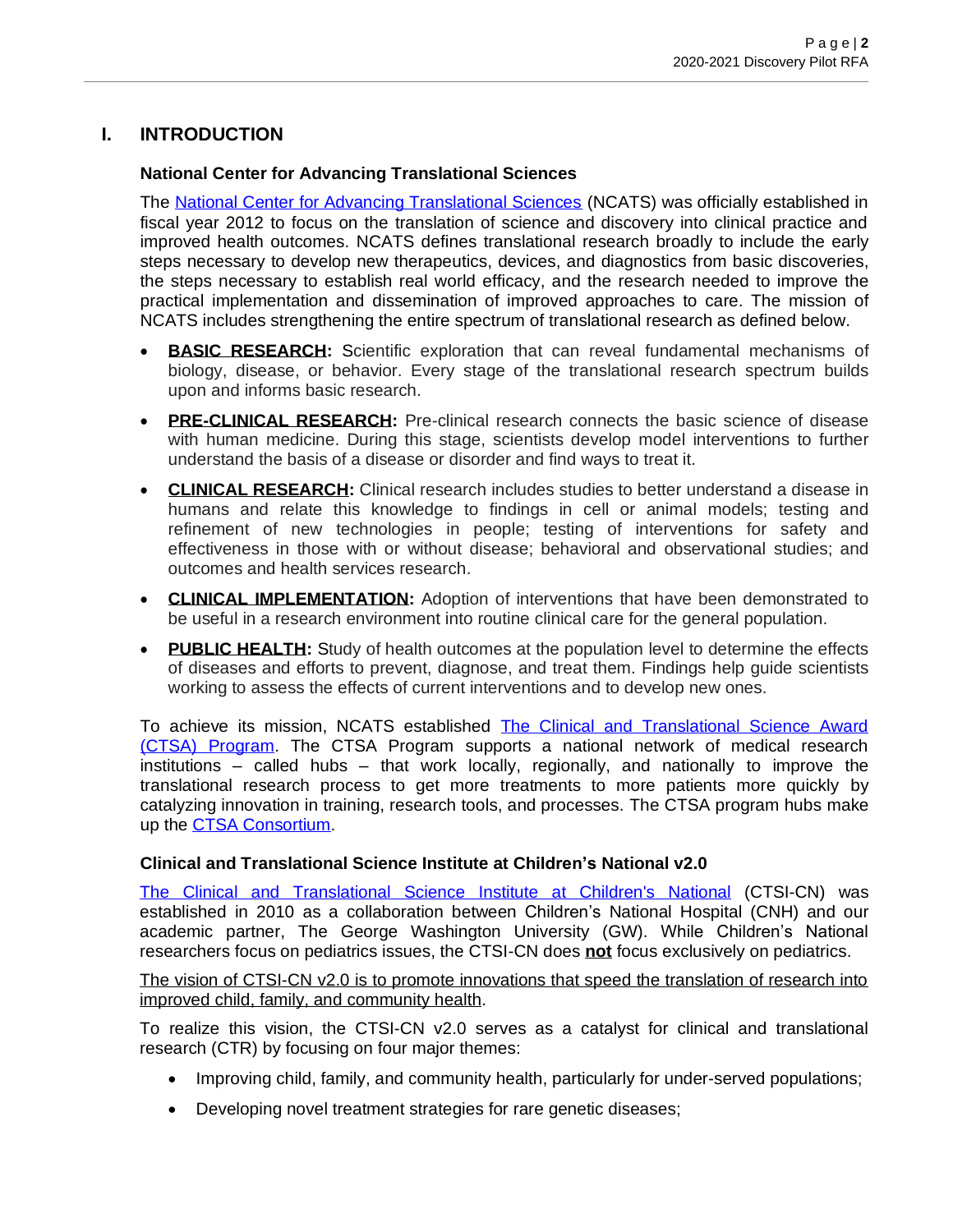## I. INTRODUCTION

### National Center for Advancing Translational Sciences

The [National Center for Advancing Translational Sciences](#) (NCATS) was officially established in fiscal year 2012 to focus on the translation of science and discovery into clinical practice and improved health outcomes. NCATS defines translational research broadly to include the early steps necessary to develop new therapeutics, devices, and diagnostics from basic discoveries, the steps necessary to establish real world efficacy, and the research needed to improve the practical implementation and dissemination of improved approaches to care. The mission of NCATS includes strengthening the entire spectrum of translational research as defined below.

- **BASIC RESEARCH:** Scientific exploration that can reveal fundamental mechanisms of biology, disease, or behavior. Every stage of the translational research spectrum builds upon and informs basic research.
- **PRE-CLINICAL RESEARCH:** Pre-clinical research connects the basic science of disease with human medicine. During this stage, scientists develop model interventions to further understand the basis of a disease or disorder and find ways to treat it.
- **CLINICAL RESEARCH:** Clinical research includes studies to better understand a disease in humans and relate this knowledge to findings in cell or animal models; testing and refinement of new technologies in people; testing of interventions for safety and effectiveness in those with or without disease; behavioral and observational studies; and outcomes and health services research.
- **CLINICAL IMPLEMENTATION:** Adoption of interventions that have been demonstrated to be useful in a research environment into routine clinical care for the general population.
- **PUBLIC HEALTH:** Study of health outcomes at the population level to determine the effects of diseases and efforts to prevent, diagnose, and treat them. Findings help guide scientists working to assess the effects of current interventions and to develop new ones.

To achieve its mission, NCATS established [The Clinical and Translational Science Award (CTSA) Program](#). The CTSA Program supports a national network of medical research institutions – called hubs – that work locally, regionally, and nationally to improve the translational research process to get more treatments to more patients more quickly by catalyzing innovation in training, research tools, and processes. The CTSA program hubs make up the [CTSA Consortium](#).

### Clinical and Translational Science Institute at Children's National v2.0

[The Clinical and Translational Science Institute at Children's National](#) (CTSI-CN) was established in 2010 as a collaboration between Children's National Hospital (CNH) and our academic partner, The George Washington University (GW). While Children's National researchers focus on pediatrics issues, the CTSI-CN does **not** focus exclusively on pediatrics.

The vision of CTSI-CN v2.0 is to promote innovations that speed the translation of research into improved child, family, and community health.

To realize this vision, the CTSI-CN v2.0 serves as a catalyst for clinical and translational research (CTR) by focusing on four major themes:

- Improving child, family, and community health, particularly for under-served populations;
- Developing novel treatment strategies for rare genetic diseases;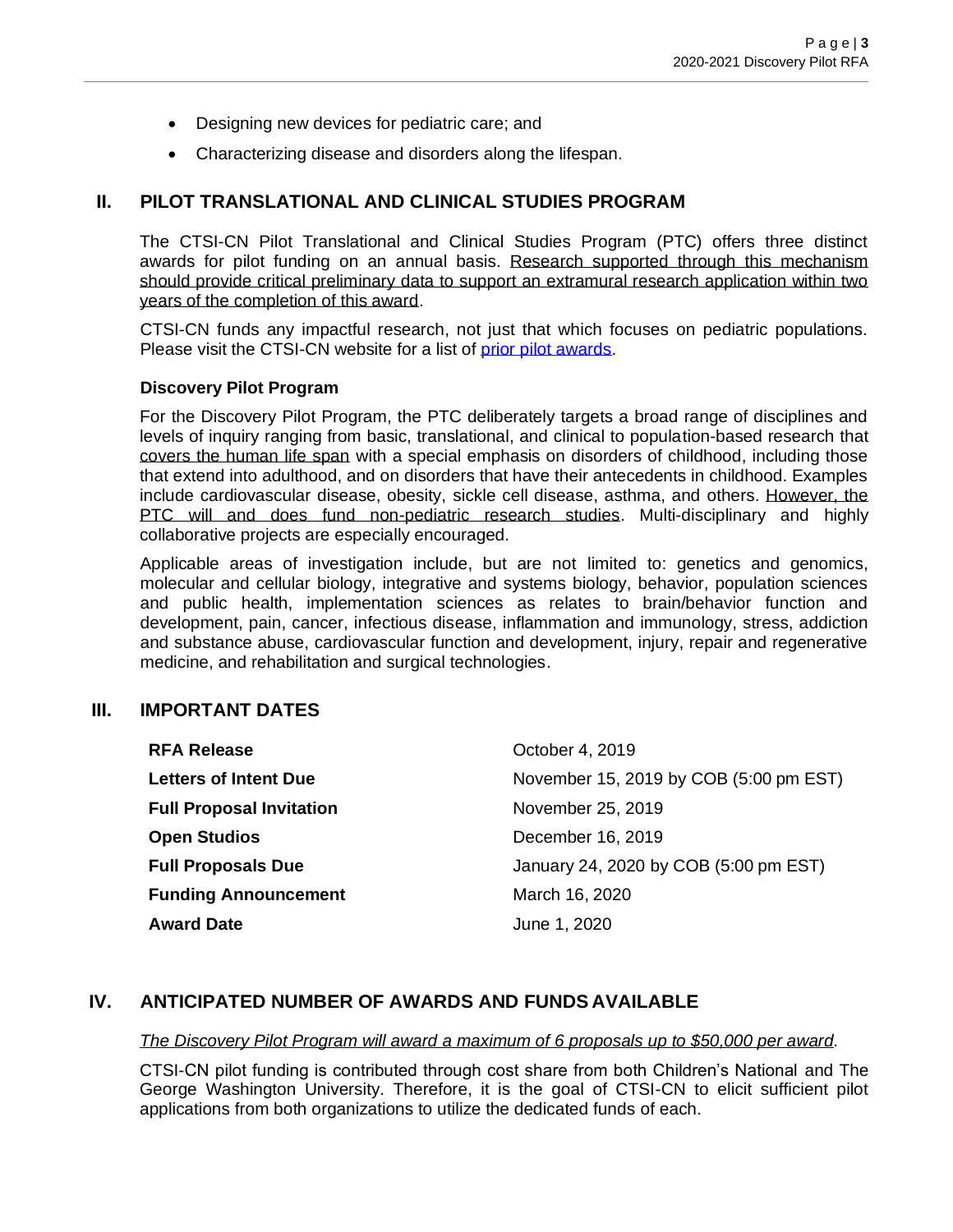- Designing new devices for pediatric care; and
- Characterizing disease and disorders along the lifespan.

## II. PILOT TRANSLATIONAL AND CLINICAL STUDIES PROGRAM

The CTSI-CN Pilot Translational and Clinical Studies Program (PTC) offers three distinct awards for pilot funding on an annual basis. Research supported through this mechanism should provide critical preliminary data to support an extramural research application within two years of the completion of this award.

CTSI-CN funds any impactful research, not just that which focuses on pediatric populations. Please visit the CTSI-CN website for a list of prior pilot awards.

### Discovery Pilot Program

For the Discovery Pilot Program, the PTC deliberately targets a broad range of disciplines and levels of inquiry ranging from basic, translational, and clinical to population-based research that covers the human life span with a special emphasis on disorders of childhood, including those that extend into adulthood, and on disorders that have their antecedents in childhood. Examples include cardiovascular disease, obesity, sickle cell disease, asthma, and others. However, the PTC will and does fund non-pediatric research studies. Multi-disciplinary and highly collaborative projects are especially encouraged.

Applicable areas of investigation include, but are not limited to: genetics and genomics, molecular and cellular biology, integrative and systems biology, behavior, population sciences and public health, implementation sciences as relates to brain/behavior function and development, pain, cancer, infectious disease, inflammation and immunology, stress, addiction and substance abuse, cardiovascular function and development, injury, repair and regenerative medicine, and rehabilitation and surgical technologies.

## III. IMPORTANT DATES

| | |
|---|---|
| **RFA Release** | October 4, 2019 |
| **Letters of Intent Due** | November 15, 2019 by COB (5:00 pm EST) |
| **Full Proposal Invitation** | November 25, 2019 |
| **Open Studios** | December 16, 2019 |
| **Full Proposals Due** | January 24, 2020 by COB (5:00 pm EST) |
| **Funding Announcement** | March 16, 2020 |
| **Award Date** | June 1, 2020 |

## IV. ANTICIPATED NUMBER OF AWARDS AND FUNDS AVAILABLE

*The Discovery Pilot Program will award a maximum of 6 proposals up to $50,000 per award.*

CTSI-CN pilot funding is contributed through cost share from both Children's National and The George Washington University. Therefore, it is the goal of CTSI-CN to elicit sufficient pilot applications from both organizations to utilize the dedicated funds of each.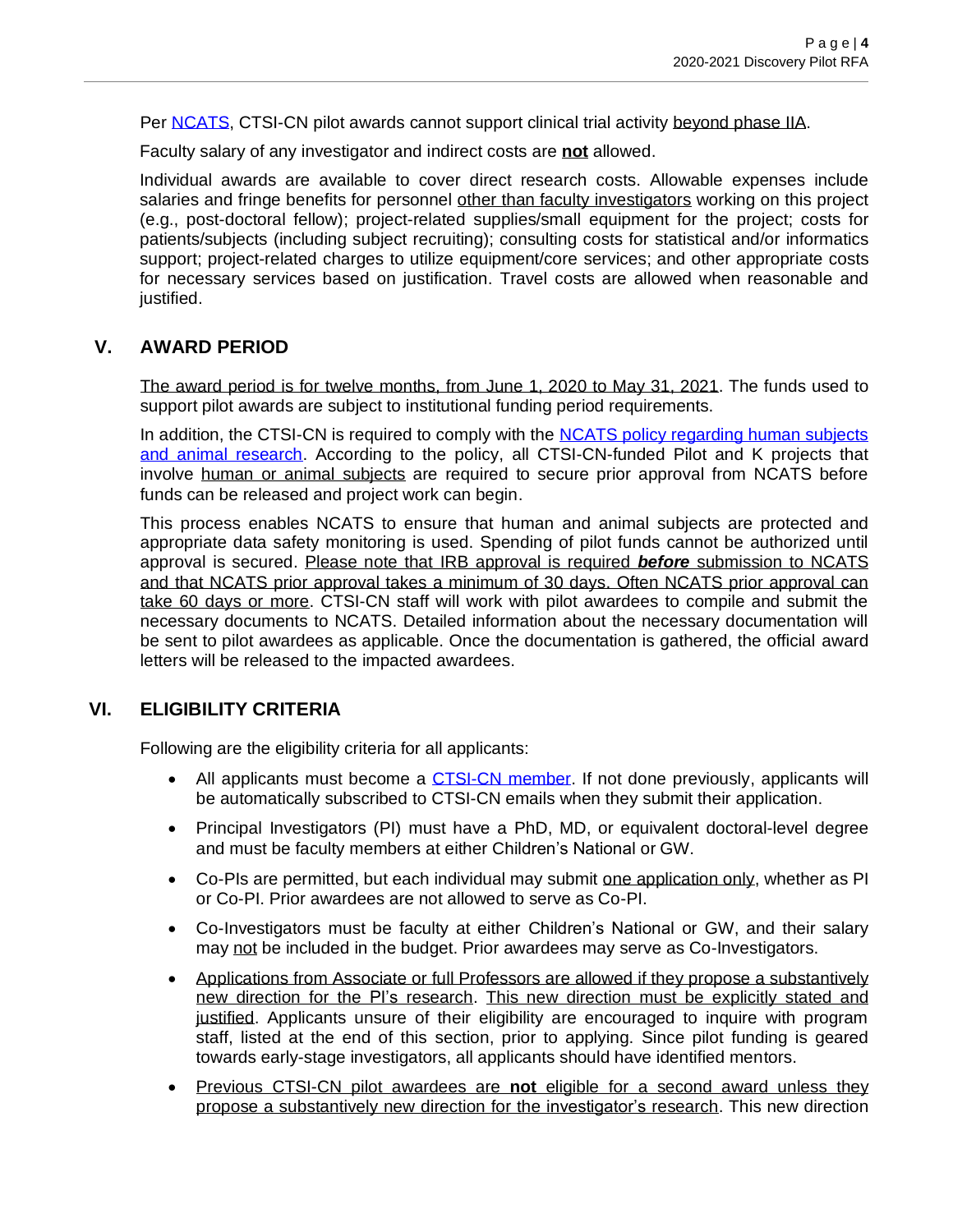Per [NCATS](NCATS), CTSI-CN pilot awards cannot support clinical trial activity beyond phase IIA.

Faculty salary of any investigator and indirect costs are **not** allowed.

Individual awards are available to cover direct research costs. Allowable expenses include salaries and fringe benefits for personnel other than faculty investigators working on this project (e.g., post-doctoral fellow); project-related supplies/small equipment for the project; costs for patients/subjects (including subject recruiting); consulting costs for statistical and/or informatics support; project-related charges to utilize equipment/core services; and other appropriate costs for necessary services based on justification. Travel costs are allowed when reasonable and justified.

## V. AWARD PERIOD

The award period is for twelve months, from June 1, 2020 to May 31, 2021. The funds used to support pilot awards are subject to institutional funding period requirements.

In addition, the CTSI-CN is required to comply with the NCATS policy regarding human subjects and animal research. According to the policy, all CTSI-CN-funded Pilot and K projects that involve human or animal subjects are required to secure prior approval from NCATS before funds can be released and project work can begin.

This process enables NCATS to ensure that human and animal subjects are protected and appropriate data safety monitoring is used. Spending of pilot funds cannot be authorized until approval is secured. Please note that IRB approval is required ***before*** submission to NCATS and that NCATS prior approval takes a minimum of 30 days. Often NCATS prior approval can take 60 days or more. CTSI-CN staff will work with pilot awardees to compile and submit the necessary documents to NCATS. Detailed information about the necessary documentation will be sent to pilot awardees as applicable. Once the documentation is gathered, the official award letters will be released to the impacted awardees.

## VI. ELIGIBILITY CRITERIA

Following are the eligibility criteria for all applicants:

- All applicants must become a CTSI-CN member. If not done previously, applicants will be automatically subscribed to CTSI-CN emails when they submit their application.
- Principal Investigators (PI) must have a PhD, MD, or equivalent doctoral-level degree and must be faculty members at either Children's National or GW.
- Co-PIs are permitted, but each individual may submit one application only, whether as PI or Co-PI. Prior awardees are not allowed to serve as Co-PI.
- Co-Investigators must be faculty at either Children's National or GW, and their salary may not be included in the budget. Prior awardees may serve as Co-Investigators.
- Applications from Associate or full Professors are allowed if they propose a substantively new direction for the PI's research. This new direction must be explicitly stated and justified. Applicants unsure of their eligibility are encouraged to inquire with program staff, listed at the end of this section, prior to applying. Since pilot funding is geared towards early-stage investigators, all applicants should have identified mentors.
- Previous CTSI-CN pilot awardees are **not** eligible for a second award unless they propose a substantively new direction for the investigator's research. This new direction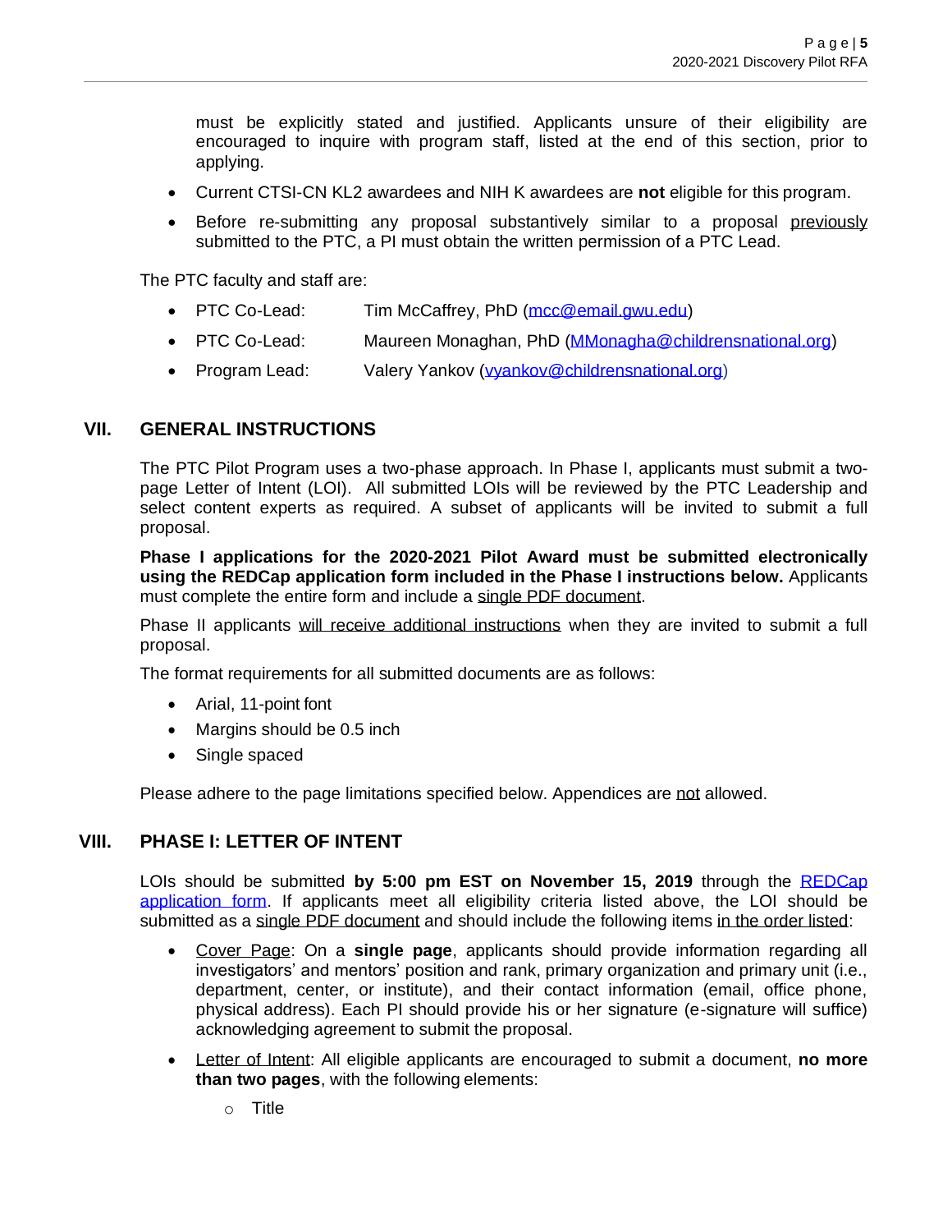must be explicitly stated and justified. Applicants unsure of their eligibility are encouraged to inquire with program staff, listed at the end of this section, prior to applying.

- Current CTSI-CN KL2 awardees and NIH K awardees are **not** eligible for this program.
- Before re-submitting any proposal substantively similar to a proposal previously submitted to the PTC, a PI must obtain the written permission of a PTC Lead.

The PTC faculty and staff are:

- PTC Co-Lead: Tim McCaffrey, PhD (mcc@email.gwu.edu)
- PTC Co-Lead: Maureen Monaghan, PhD (MMonagha@childrensnational.org)
- Program Lead: Valery Yankov (vyankov@childrensnational.org)

## VII. GENERAL INSTRUCTIONS

The PTC Pilot Program uses a two-phase approach. In Phase I, applicants must submit a two-page Letter of Intent (LOI). All submitted LOIs will be reviewed by the PTC Leadership and select content experts as required. A subset of applicants will be invited to submit a full proposal.

**Phase I applications for the 2020-2021 Pilot Award must be submitted electronically using the REDCap application form included in the Phase I instructions below.** Applicants must complete the entire form and include a single PDF document.

Phase II applicants will receive additional instructions when they are invited to submit a full proposal.

The format requirements for all submitted documents are as follows:

- Arial, 11-point font
- Margins should be 0.5 inch
- Single spaced

Please adhere to the page limitations specified below. Appendices are not allowed.

## VIII. PHASE I: LETTER OF INTENT

LOIs should be submitted **by 5:00 pm EST on November 15, 2019** through the REDCap application form. If applicants meet all eligibility criteria listed above, the LOI should be submitted as a single PDF document and should include the following items in the order listed:

- Cover Page: On a **single page**, applicants should provide information regarding all investigators' and mentors' position and rank, primary organization and primary unit (i.e., department, center, or institute), and their contact information (email, office phone, physical address). Each PI should provide his or her signature (e-signature will suffice) acknowledging agreement to submit the proposal.
- Letter of Intent: All eligible applicants are encouraged to submit a document, **no more than two pages**, with the following elements:
  - Title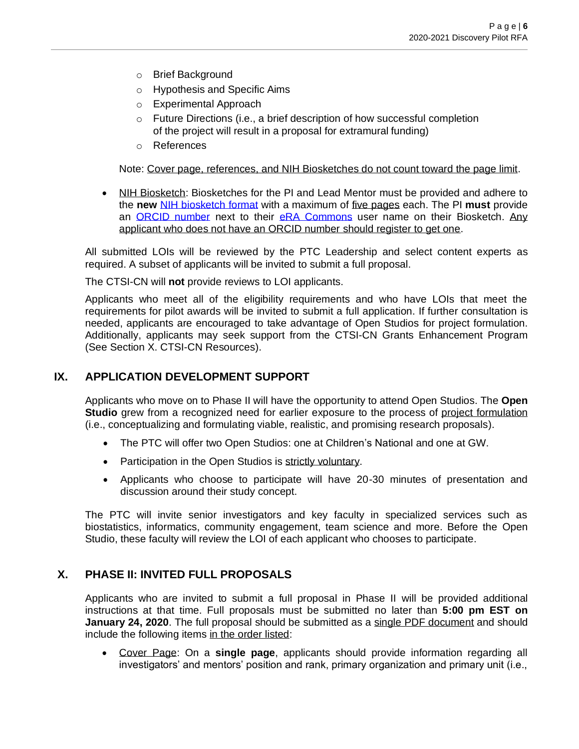- Brief Background
  - Hypothesis and Specific Aims
  - Experimental Approach
  - Future Directions (i.e., a brief description of how successful completion of the project will result in a proposal for extramural funding)
  - References

  Note: Cover page, references, and NIH Biosketches do not count toward the page limit.

- NIH Biosketch: Biosketches for the PI and Lead Mentor must be provided and adhere to the **new** NIH biosketch format with a maximum of five pages each. The PI **must** provide an ORCID number next to their eRA Commons user name on their Biosketch. Any applicant who does not have an ORCID number should register to get one.

All submitted LOIs will be reviewed by the PTC Leadership and select content experts as required. A subset of applicants will be invited to submit a full proposal.

The CTSI-CN will **not** provide reviews to LOI applicants.

Applicants who meet all of the eligibility requirements and who have LOIs that meet the requirements for pilot awards will be invited to submit a full application. If further consultation is needed, applicants are encouraged to take advantage of Open Studios for project formulation. Additionally, applicants may seek support from the CTSI-CN Grants Enhancement Program (See Section X. CTSI-CN Resources).

## IX. APPLICATION DEVELOPMENT SUPPORT

Applicants who move on to Phase II will have the opportunity to attend Open Studios. The **Open Studio** grew from a recognized need for earlier exposure to the process of project formulation (i.e., conceptualizing and formulating viable, realistic, and promising research proposals).

- The PTC will offer two Open Studios: one at Children's National and one at GW.
- Participation in the Open Studios is strictly voluntary.
- Applicants who choose to participate will have 20-30 minutes of presentation and discussion around their study concept.

The PTC will invite senior investigators and key faculty in specialized services such as biostatistics, informatics, community engagement, team science and more. Before the Open Studio, these faculty will review the LOI of each applicant who chooses to participate.

## X. PHASE II: INVITED FULL PROPOSALS

Applicants who are invited to submit a full proposal in Phase II will be provided additional instructions at that time. Full proposals must be submitted no later than **5:00 pm EST on January 24, 2020**. The full proposal should be submitted as a single PDF document and should include the following items in the order listed:

- Cover Page: On a **single page**, applicants should provide information regarding all investigators' and mentors' position and rank, primary organization and primary unit (i.e.,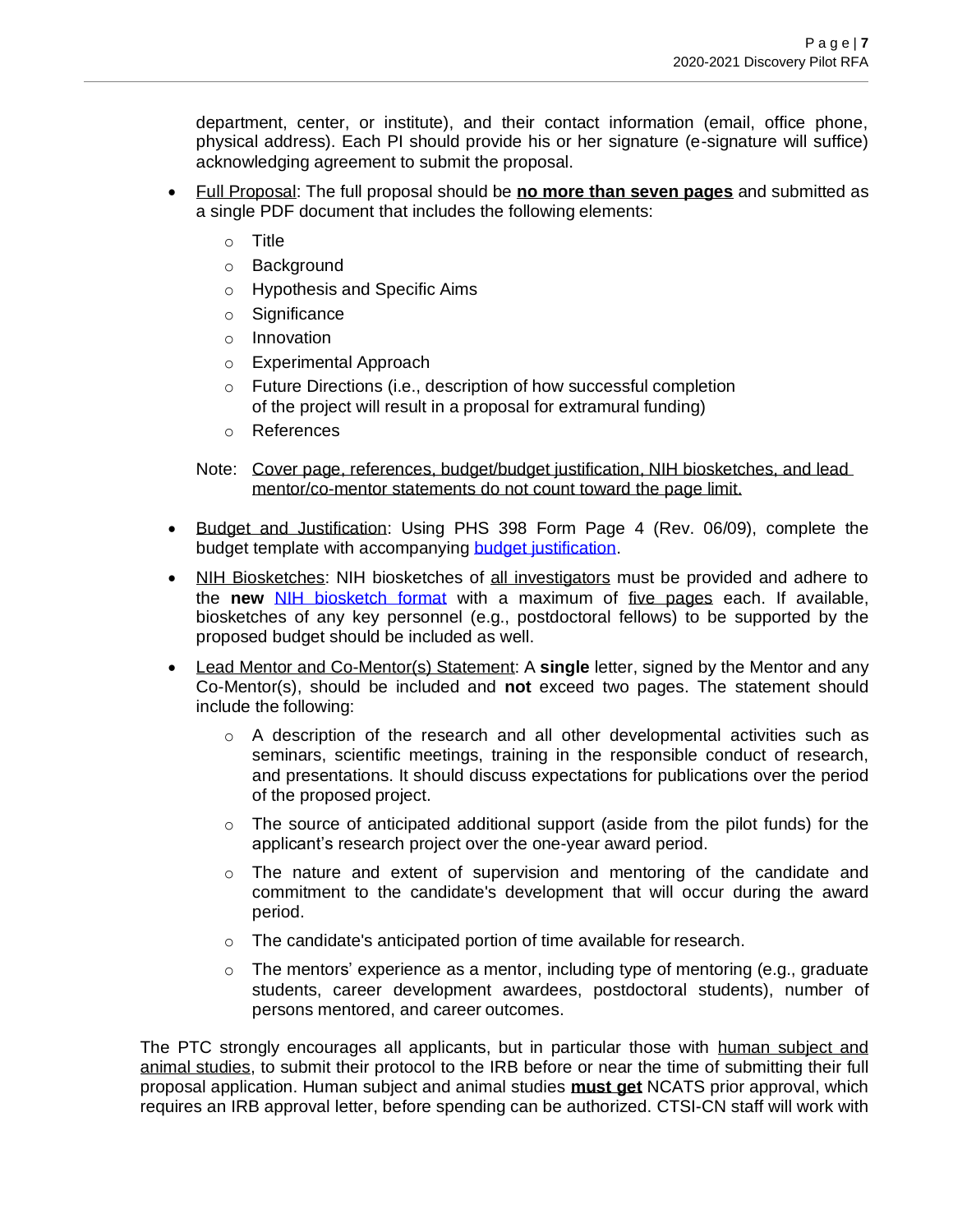department, center, or institute), and their contact information (email, office phone, physical address). Each PI should provide his or her signature (e-signature will suffice) acknowledging agreement to submit the proposal.

- <u>Full Proposal</u>: The full proposal should be **<u>no more than seven pages</u>** and submitted as a single PDF document that includes the following elements:
  - Title
  - Background
  - Hypothesis and Specific Aims
  - Significance
  - Innovation
  - Experimental Approach
  - Future Directions (i.e., description of how successful completion of the project will result in a proposal for extramural funding)
  - References

  Note: <u>Cover page, references, budget/budget justification, NIH biosketches, and lead mentor/co-mentor statements do not count toward the page limit.</u>

- <u>Budget and Justification</u>: Using PHS 398 Form Page 4 (Rev. 06/09), complete the budget template with accompanying budget justification.

- <u>NIH Biosketches</u>: NIH biosketches of <u>all investigators</u> must be provided and adhere to the **new** NIH biosketch format with a maximum of <u>five pages</u> each. If available, biosketches of any key personnel (e.g., postdoctoral fellows) to be supported by the proposed budget should be included as well.

- <u>Lead Mentor and Co-Mentor(s) Statement</u>: A **single** letter, signed by the Mentor and any Co-Mentor(s), should be included and **not** exceed two pages. The statement should include the following:
  - A description of the research and all other developmental activities such as seminars, scientific meetings, training in the responsible conduct of research, and presentations. It should discuss expectations for publications over the period of the proposed project.
  - The source of anticipated additional support (aside from the pilot funds) for the applicant's research project over the one-year award period.
  - The nature and extent of supervision and mentoring of the candidate and commitment to the candidate's development that will occur during the award period.
  - The candidate's anticipated portion of time available for research.
  - The mentors' experience as a mentor, including type of mentoring (e.g., graduate students, career development awardees, postdoctoral students), number of persons mentored, and career outcomes.

The PTC strongly encourages all applicants, but in particular those with <u>human subject and animal studies</u>, to submit their protocol to the IRB before or near the time of submitting their full proposal application. Human subject and animal studies **<u>must get</u>** NCATS prior approval, which requires an IRB approval letter, before spending can be authorized. CTSI-CN staff will work with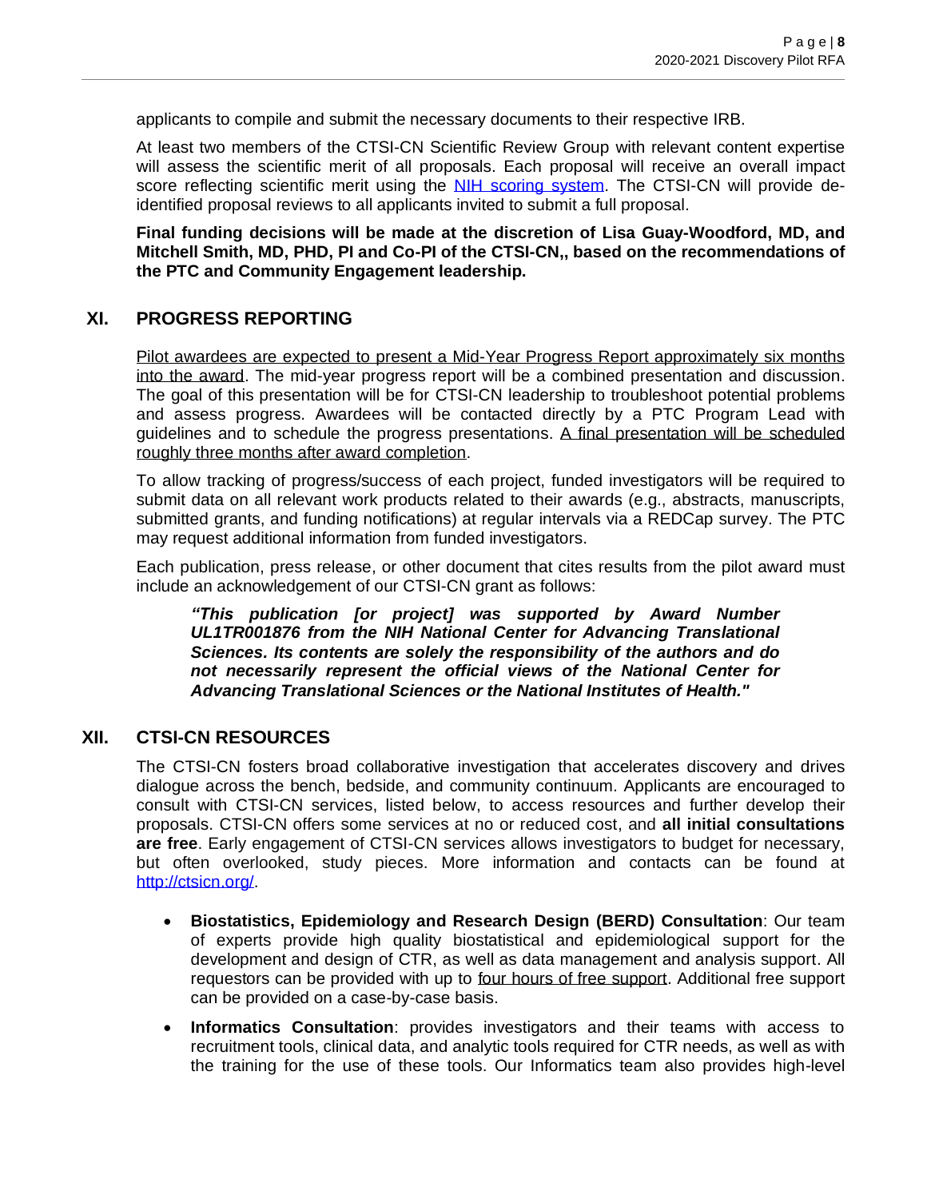applicants to compile and submit the necessary documents to their respective IRB.

At least two members of the CTSI-CN Scientific Review Group with relevant content expertise will assess the scientific merit of all proposals. Each proposal will receive an overall impact score reflecting scientific merit using the [NIH scoring system](). The CTSI-CN will provide de-identified proposal reviews to all applicants invited to submit a full proposal.

**Final funding decisions will be made at the discretion of Lisa Guay-Woodford, MD, and Mitchell Smith, MD, PHD, PI and Co-PI of the CTSI-CN,, based on the recommendations of the PTC and Community Engagement leadership.**

## XI. PROGRESS REPORTING

Pilot awardees are expected to present a Mid-Year Progress Report approximately six months into the award. The mid-year progress report will be a combined presentation and discussion. The goal of this presentation will be for CTSI-CN leadership to troubleshoot potential problems and assess progress. Awardees will be contacted directly by a PTC Program Lead with guidelines and to schedule the progress presentations. A final presentation will be scheduled roughly three months after award completion.

To allow tracking of progress/success of each project, funded investigators will be required to submit data on all relevant work products related to their awards (e.g., abstracts, manuscripts, submitted grants, and funding notifications) at regular intervals via a REDCap survey. The PTC may request additional information from funded investigators.

Each publication, press release, or other document that cites results from the pilot award must include an acknowledgement of our CTSI-CN grant as follows:

> ***"This publication [or project] was supported by Award Number UL1TR001876 from the NIH National Center for Advancing Translational Sciences. Its contents are solely the responsibility of the authors and do not necessarily represent the official views of the National Center for Advancing Translational Sciences or the National Institutes of Health."***

## XII. CTSI-CN RESOURCES

The CTSI-CN fosters broad collaborative investigation that accelerates discovery and drives dialogue across the bench, bedside, and community continuum. Applicants are encouraged to consult with CTSI-CN services, listed below, to access resources and further develop their proposals. CTSI-CN offers some services at no or reduced cost, and **all initial consultations are free**. Early engagement of CTSI-CN services allows investigators to budget for necessary, but often overlooked, study pieces. More information and contacts can be found at [http://ctsicn.org/](http://ctsicn.org/).

- **Biostatistics, Epidemiology and Research Design (BERD) Consultation**: Our team of experts provide high quality biostatistical and epidemiological support for the development and design of CTR, as well as data management and analysis support. All requestors can be provided with up to four hours of free support. Additional free support can be provided on a case-by-case basis.
- **Informatics Consultation**: provides investigators and their teams with access to recruitment tools, clinical data, and analytic tools required for CTR needs, as well as with the training for the use of these tools. Our Informatics team also provides high-level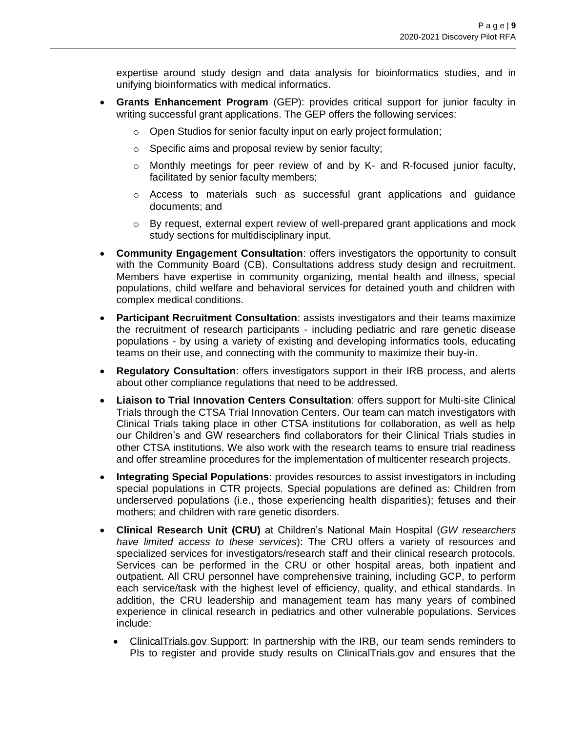expertise around study design and data analysis for bioinformatics studies, and in unifying bioinformatics with medical informatics.

- **Grants Enhancement Program** (GEP): provides critical support for junior faculty in writing successful grant applications. The GEP offers the following services:
  - Open Studios for senior faculty input on early project formulation;
  - Specific aims and proposal review by senior faculty;
  - Monthly meetings for peer review of and by K- and R-focused junior faculty, facilitated by senior faculty members;
  - Access to materials such as successful grant applications and guidance documents; and
  - By request, external expert review of well-prepared grant applications and mock study sections for multidisciplinary input.
- **Community Engagement Consultation**: offers investigators the opportunity to consult with the Community Board (CB). Consultations address study design and recruitment. Members have expertise in community organizing, mental health and illness, special populations, child welfare and behavioral services for detained youth and children with complex medical conditions.
- **Participant Recruitment Consultation**: assists investigators and their teams maximize the recruitment of research participants - including pediatric and rare genetic disease populations - by using a variety of existing and developing informatics tools, educating teams on their use, and connecting with the community to maximize their buy-in.
- **Regulatory Consultation**: offers investigators support in their IRB process, and alerts about other compliance regulations that need to be addressed.
- **Liaison to Trial Innovation Centers Consultation**: offers support for Multi-site Clinical Trials through the CTSA Trial Innovation Centers. Our team can match investigators with Clinical Trials taking place in other CTSA institutions for collaboration, as well as help our Children's and GW researchers find collaborators for their Clinical Trials studies in other CTSA institutions. We also work with the research teams to ensure trial readiness and offer streamline procedures for the implementation of multicenter research projects.
- **Integrating Special Populations**: provides resources to assist investigators in including special populations in CTR projects. Special populations are defined as: Children from underserved populations (i.e., those experiencing health disparities); fetuses and their mothers; and children with rare genetic disorders.
- **Clinical Research Unit (CRU)** at Children's National Main Hospital (*GW researchers have limited access to these services*): The CRU offers a variety of resources and specialized services for investigators/research staff and their clinical research protocols. Services can be performed in the CRU or other hospital areas, both inpatient and outpatient. All CRU personnel have comprehensive training, including GCP, to perform each service/task with the highest level of efficiency, quality, and ethical standards. In addition, the CRU leadership and management team has many years of combined experience in clinical research in pediatrics and other vulnerable populations. Services include:
  - <u>ClinicalTrials.gov Support</u>: In partnership with the IRB, our team sends reminders to PIs to register and provide study results on ClinicalTrials.gov and ensures that the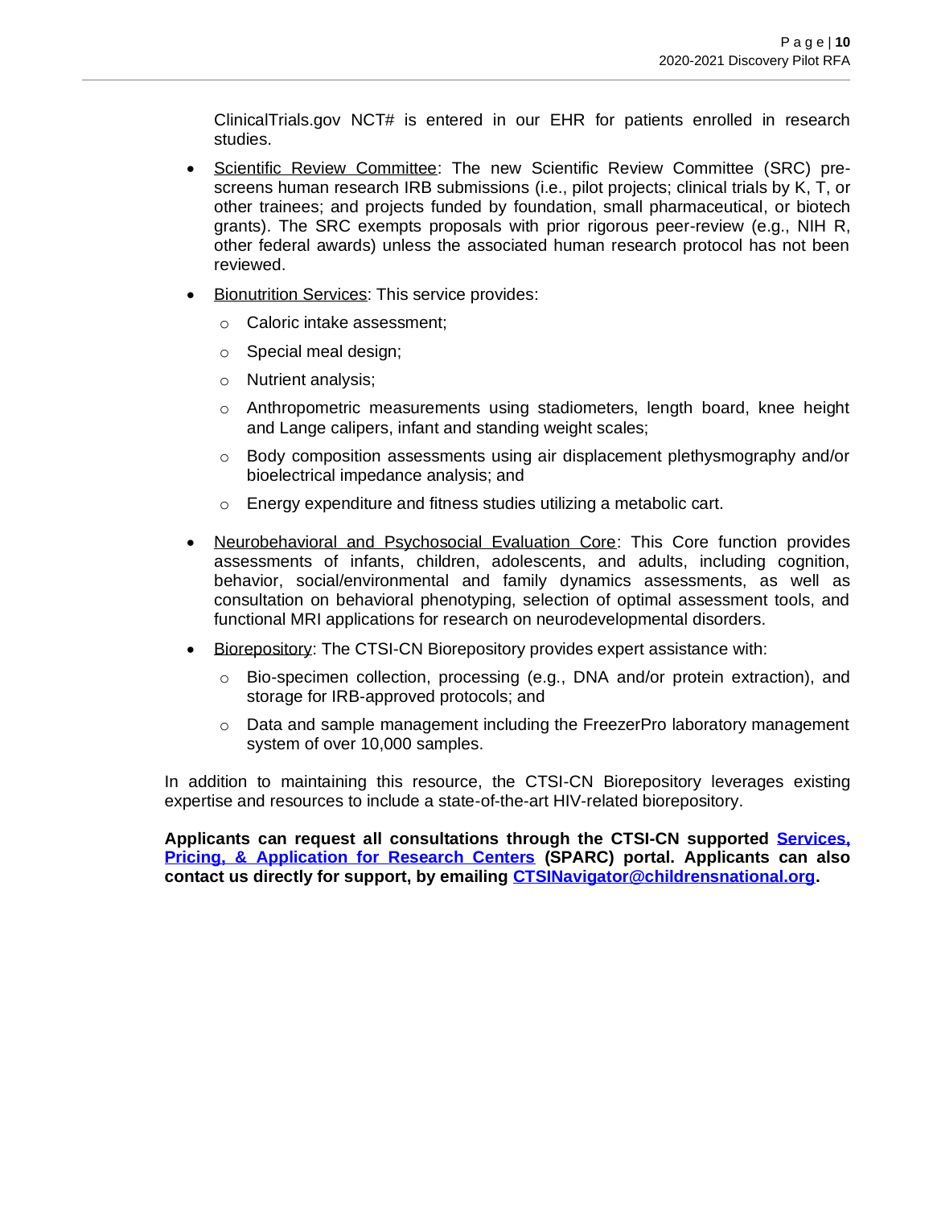ClinicalTrials.gov NCT# is entered in our EHR for patients enrolled in research studies.

- Scientific Review Committee: The new Scientific Review Committee (SRC) pre-screens human research IRB submissions (i.e., pilot projects; clinical trials by K, T, or other trainees; and projects funded by foundation, small pharmaceutical, or biotech grants). The SRC exempts proposals with prior rigorous peer-review (e.g., NIH R, other federal awards) unless the associated human research protocol has not been reviewed.
- Bionutrition Services: This service provides:
  - Caloric intake assessment;
  - Special meal design;
  - Nutrient analysis;
  - Anthropometric measurements using stadiometers, length board, knee height and Lange calipers, infant and standing weight scales;
  - Body composition assessments using air displacement plethysmography and/or bioelectrical impedance analysis; and
  - Energy expenditure and fitness studies utilizing a metabolic cart.
- Neurobehavioral and Psychosocial Evaluation Core: This Core function provides assessments of infants, children, adolescents, and adults, including cognition, behavior, social/environmental and family dynamics assessments, as well as consultation on behavioral phenotyping, selection of optimal assessment tools, and functional MRI applications for research on neurodevelopmental disorders.
- Biorepository: The CTSI-CN Biorepository provides expert assistance with:
  - Bio-specimen collection, processing (e.g., DNA and/or protein extraction), and storage for IRB-approved protocols; and
  - Data and sample management including the FreezerPro laboratory management system of over 10,000 samples.

In addition to maintaining this resource, the CTSI-CN Biorepository leverages existing expertise and resources to include a state-of-the-art HIV-related biorepository.

**Applicants can request all consultations through the CTSI-CN supported Services, Pricing, & Application for Research Centers (SPARC) portal. Applicants can also contact us directly for support, by emailing CTSINavigator@childrensnational.org.**